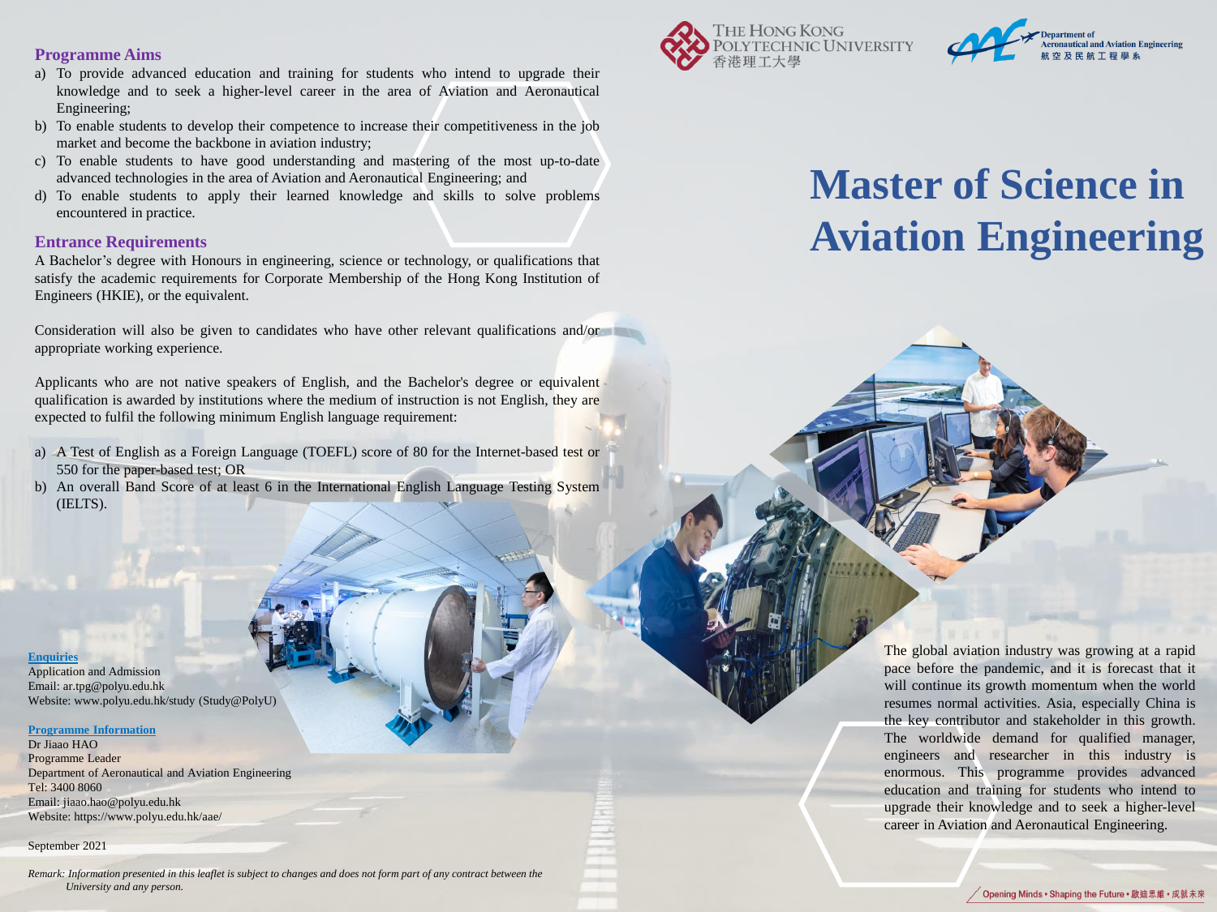## Programme Aims

a) To provide advanced education and training for students who intend to upgrade their knowledge and to seek a higher-level career in the area of Aviation and Aeronautical Engineering;
b) To enable students to develop their competence to increase their competitiveness in the job market and become the backbone in aviation industry;
c) To enable students to have good understanding and mastering of the most up-to-date advanced technologies in the area of Aviation and Aeronautical Engineering; and
d) To enable students to apply their learned knowledge and skills to solve problems encountered in practice.

## Entrance Requirements

A Bachelor's degree with Honours in engineering, science or technology, or qualifications that satisfy the academic requirements for Corporate Membership of the Hong Kong Institution of Engineers (HKIE), or the equivalent.

Consideration will also be given to candidates who have other relevant qualifications and/or appropriate working experience.

Applicants who are not native speakers of English, and the Bachelor's degree or equivalent qualification is awarded by institutions where the medium of instruction is not English, they are expected to fulfil the following minimum English language requirement:

a) A Test of English as a Foreign Language (TOEFL) score of 80 for the Internet-based test or 550 for the paper-based test; OR
b) An overall Band Score of at least 6 in the International English Language Testing System (IELTS).

**Enquiries**

Application and Admission
Email: ar.tpg@polyu.edu.hk
Website: www.polyu.edu.hk/study (Study@PolyU)

**Programme Information**

Dr Jiaao HAO
Programme Leader
Department of Aeronautical and Aviation Engineering
Tel: 3400 8060
Email: jiaao.hao@polyu.edu.hk
Website: https://www.polyu.edu.hk/aae/

September 2021

*Remark: Information presented in this leaflet is subject to changes and does not form part of any contract between the University and any person.*

The Hong Kong Polytechnic University 香港理工大學

Department of Aeronautical and Aviation Engineering 航空及民航工程學系

# Master of Science in Aviation Engineering

The global aviation industry was growing at a rapid pace before the pandemic, and it is forecast that it will continue its growth momentum when the world resumes normal activities. Asia, especially China is the key contributor and stakeholder in this growth. The worldwide demand for qualified manager, engineers and researcher in this industry is enormous. This programme provides advanced education and training for students who intend to upgrade their knowledge and to seek a higher-level career in Aviation and Aeronautical Engineering.

Opening Minds • Shaping the Future • 啟迪思維 • 成就未來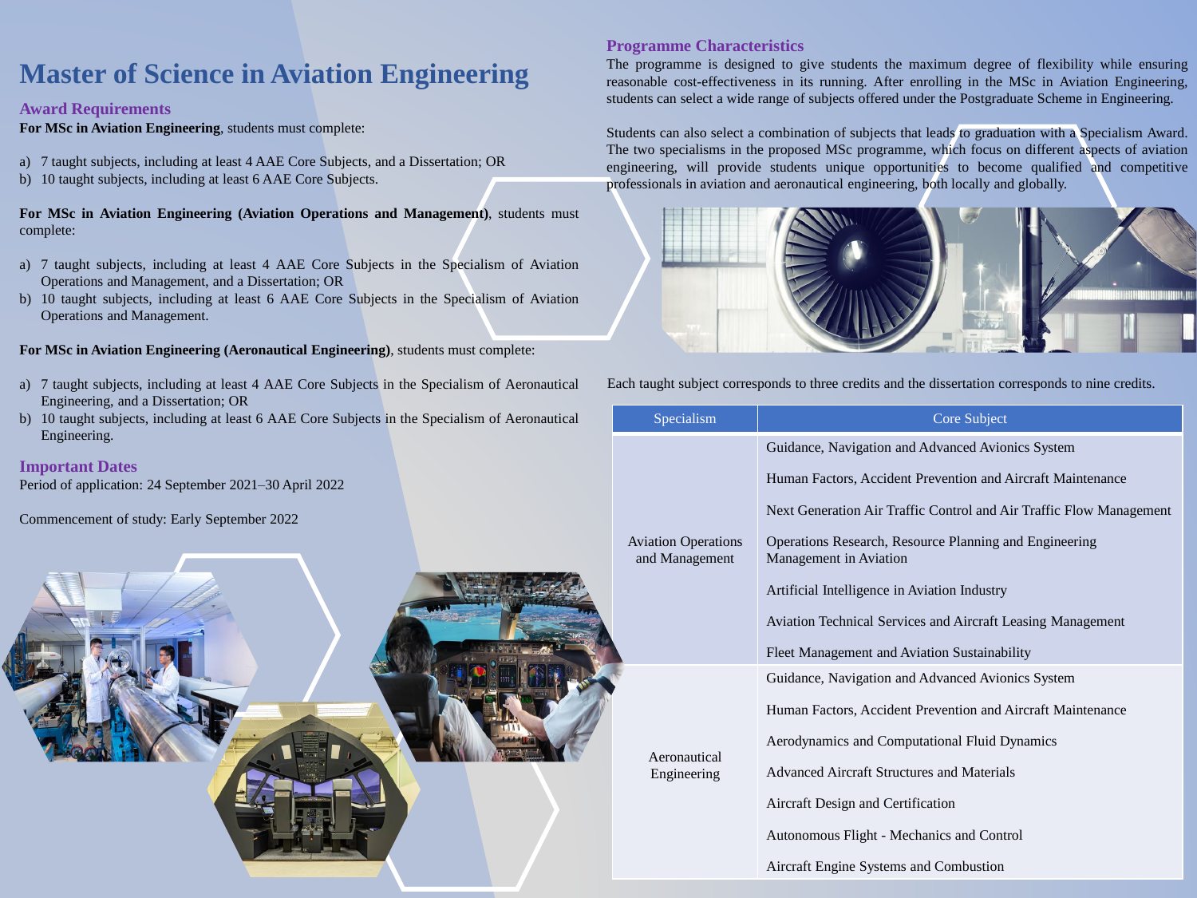# Master of Science in Aviation Engineering

## Award Requirements

**For MSc in Aviation Engineering**, students must complete:

a) 7 taught subjects, including at least 4 AAE Core Subjects, and a Dissertation; OR
b) 10 taught subjects, including at least 6 AAE Core Subjects.

**For MSc in Aviation Engineering (Aviation Operations and Management)**, students must complete:

a) 7 taught subjects, including at least 4 AAE Core Subjects in the Specialism of Aviation Operations and Management, and a Dissertation; OR
b) 10 taught subjects, including at least 6 AAE Core Subjects in the Specialism of Aviation Operations and Management.

**For MSc in Aviation Engineering (Aeronautical Engineering)**, students must complete:

a) 7 taught subjects, including at least 4 AAE Core Subjects in the Specialism of Aeronautical Engineering, and a Dissertation; OR
b) 10 taught subjects, including at least 6 AAE Core Subjects in the Specialism of Aeronautical Engineering.

## Important Dates

Period of application: 24 September 2021–30 April 2022

Commencement of study: Early September 2022

## Programme Characteristics

The programme is designed to give students the maximum degree of flexibility while ensuring reasonable cost-effectiveness in its running. After enrolling in the MSc in Aviation Engineering, students can select a wide range of subjects offered under the Postgraduate Scheme in Engineering.

Students can also select a combination of subjects that leads to graduation with a Specialism Award. The two specialisms in the proposed MSc programme, which focus on different aspects of aviation engineering, will provide students unique opportunities to become qualified and competitive professionals in aviation and aeronautical engineering, both locally and globally.

Each taught subject corresponds to three credits and the dissertation corresponds to nine credits.

| Specialism | Core Subject |
|---|---|
| Aviation Operations and Management | Guidance, Navigation and Advanced Avionics System |
| | Human Factors, Accident Prevention and Aircraft Maintenance |
| | Next Generation Air Traffic Control and Air Traffic Flow Management |
| | Operations Research, Resource Planning and Engineering Management in Aviation |
| | Artificial Intelligence in Aviation Industry |
| | Aviation Technical Services and Aircraft Leasing Management |
| | Fleet Management and Aviation Sustainability |
| Aeronautical Engineering | Guidance, Navigation and Advanced Avionics System |
| | Human Factors, Accident Prevention and Aircraft Maintenance |
| | Aerodynamics and Computational Fluid Dynamics |
| | Advanced Aircraft Structures and Materials |
| | Aircraft Design and Certification |
| | Autonomous Flight - Mechanics and Control |
| | Aircraft Engine Systems and Combustion |